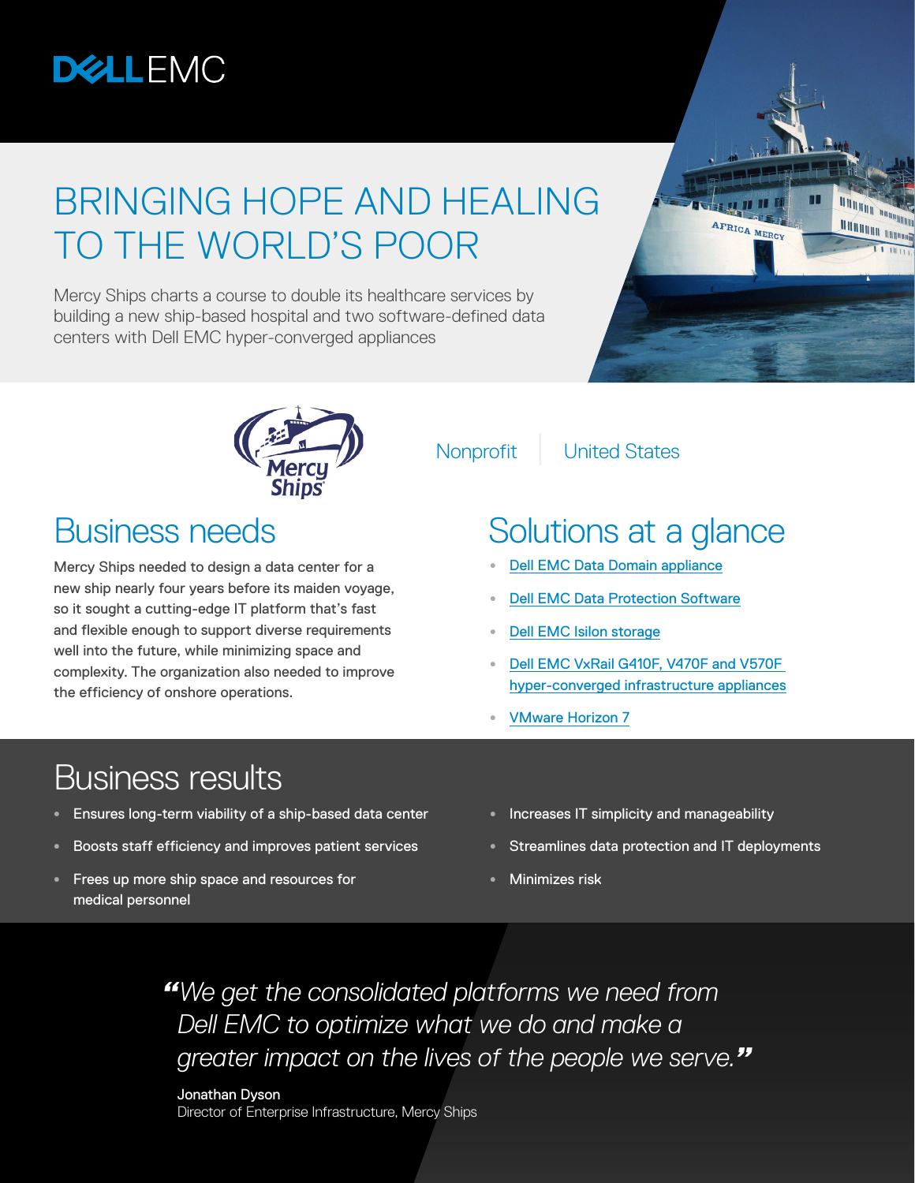DELL EMC

# BRINGING HOPE AND HEALING TO THE WORLD'S POOR

Mercy Ships charts a course to double its healthcare services by building a new ship-based hospital and two software-defined data centers with Dell EMC hyper-converged appliances

Mercy Ships

Nonprofit | United States

## Business needs

Mercy Ships needed to design a data center for a new ship nearly four years before its maiden voyage, so it sought a cutting-edge IT platform that's fast and flexible enough to support diverse requirements well into the future, while minimizing space and complexity. The organization also needed to improve the efficiency of onshore operations.

## Solutions at a glance

- Dell EMC Data Domain appliance
- Dell EMC Data Protection Software
- Dell EMC Isilon storage
- Dell EMC VxRail G410F, V470F and V570F hyper-converged infrastructure appliances
- VMware Horizon 7

## Business results

- Ensures long-term viability of a ship-based data center
- Boosts staff efficiency and improves patient services
- Frees up more ship space and resources for medical personnel
- Increases IT simplicity and manageability
- Streamlines data protection and IT deployments
- Minimizes risk

*"We get the consolidated platforms we need from Dell EMC to optimize what we do and make a greater impact on the lives of the people we serve."*

Jonathan Dyson
Director of Enterprise Infrastructure, Mercy Ships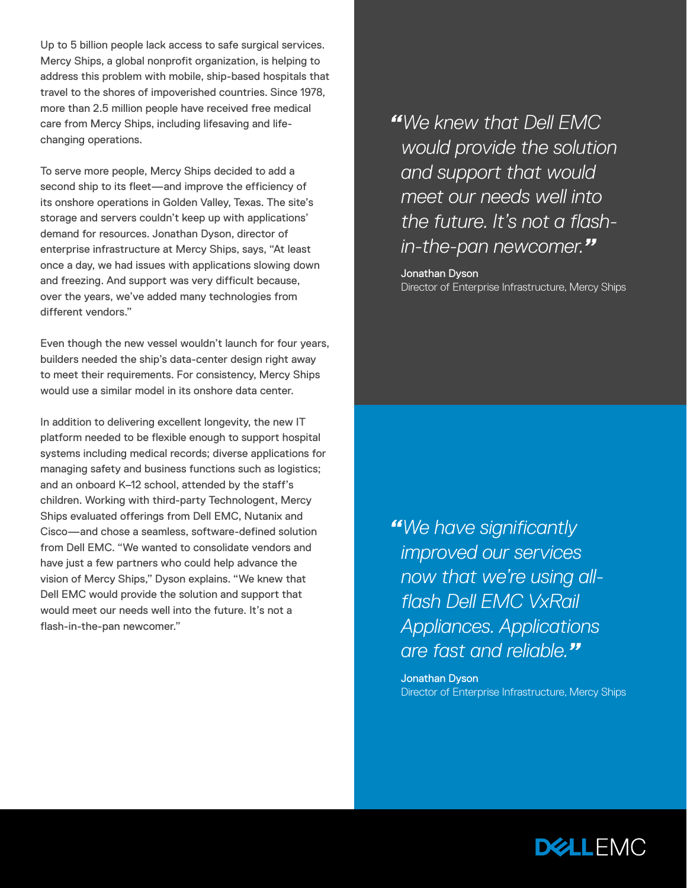Up to 5 billion people lack access to safe surgical services. Mercy Ships, a global nonprofit organization, is helping to address this problem with mobile, ship-based hospitals that travel to the shores of impoverished countries. Since 1978, more than 2.5 million people have received free medical care from Mercy Ships, including lifesaving and life-changing operations.

To serve more people, Mercy Ships decided to add a second ship to its fleet—and improve the efficiency of its onshore operations in Golden Valley, Texas. The site's storage and servers couldn't keep up with applications' demand for resources. Jonathan Dyson, director of enterprise infrastructure at Mercy Ships, says, "At least once a day, we had issues with applications slowing down and freezing. And support was very difficult because, over the years, we've added many technologies from different vendors."

Even though the new vessel wouldn't launch for four years, builders needed the ship's data-center design right away to meet their requirements. For consistency, Mercy Ships would use a similar model in its onshore data center.

In addition to delivering excellent longevity, the new IT platform needed to be flexible enough to support hospital systems including medical records; diverse applications for managing safety and business functions such as logistics; and an onboard K–12 school, attended by the staff's children. Working with third-party Technologent, Mercy Ships evaluated offerings from Dell EMC, Nutanix and Cisco—and chose a seamless, software-defined solution from Dell EMC. "We wanted to consolidate vendors and have just a few partners who could help advance the vision of Mercy Ships," Dyson explains. "We knew that Dell EMC would provide the solution and support that would meet our needs well into the future. It's not a flash-in-the-pan newcomer."

> *"We knew that Dell EMC would provide the solution and support that would meet our needs well into the future. It's not a flash-in-the-pan newcomer."*
>
> Jonathan Dyson
> Director of Enterprise Infrastructure, Mercy Ships

> *"We have significantly improved our services now that we're using all-flash Dell EMC VxRail Appliances. Applications are fast and reliable."*
>
> Jonathan Dyson
> Director of Enterprise Infrastructure, Mercy Ships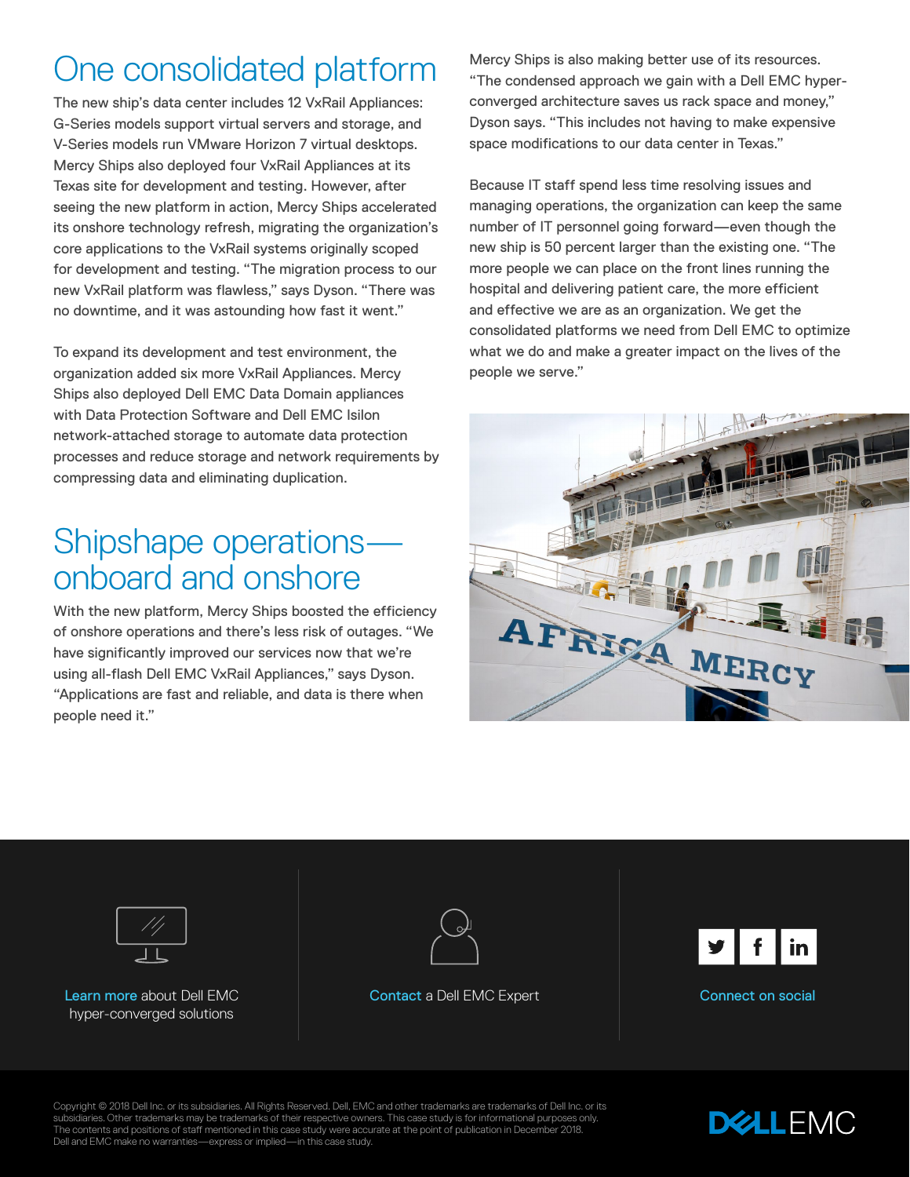## One consolidated platform

The new ship's data center includes 12 VxRail Appliances: G-Series models support virtual servers and storage, and V-Series models run VMware Horizon 7 virtual desktops. Mercy Ships also deployed four VxRail Appliances at its Texas site for development and testing. However, after seeing the new platform in action, Mercy Ships accelerated its onshore technology refresh, migrating the organization's core applications to the VxRail systems originally scoped for development and testing. "The migration process to our new VxRail platform was flawless," says Dyson. "There was no downtime, and it was astounding how fast it went."

To expand its development and test environment, the organization added six more VxRail Appliances. Mercy Ships also deployed Dell EMC Data Domain appliances with Data Protection Software and Dell EMC Isilon network-attached storage to automate data protection processes and reduce storage and network requirements by compressing data and eliminating duplication.

## Shipshape operations—onboard and onshore

With the new platform, Mercy Ships boosted the efficiency of onshore operations and there's less risk of outages. "We have significantly improved our services now that we're using all-flash Dell EMC VxRail Appliances," says Dyson. "Applications are fast and reliable, and data is there when people need it."

Mercy Ships is also making better use of its resources. "The condensed approach we gain with a Dell EMC hyper-converged architecture saves us rack space and money," Dyson says. "This includes not having to make expensive space modifications to our data center in Texas."

Because IT staff spend less time resolving issues and managing operations, the organization can keep the same number of IT personnel going forward—even though the new ship is 50 percent larger than the existing one. "The more people we can place on the front lines running the hospital and delivering patient care, the more efficient and effective we are as an organization. We get the consolidated platforms we need from Dell EMC to optimize what we do and make a greater impact on the lives of the people we serve."

Learn more about Dell EMC hyper-converged solutions

Contact a Dell EMC Expert

Connect on social

Copyright © 2018 Dell Inc. or its subsidiaries. All Rights Reserved. Dell, EMC and other trademarks are trademarks of Dell Inc. or its subsidiaries. Other trademarks may be trademarks of their respective owners. This case study is for informational purposes only. The contents and positions of staff mentioned in this case study were accurate at the point of publication in December 2018. Dell and EMC make no warranties—express or implied—in this case study.